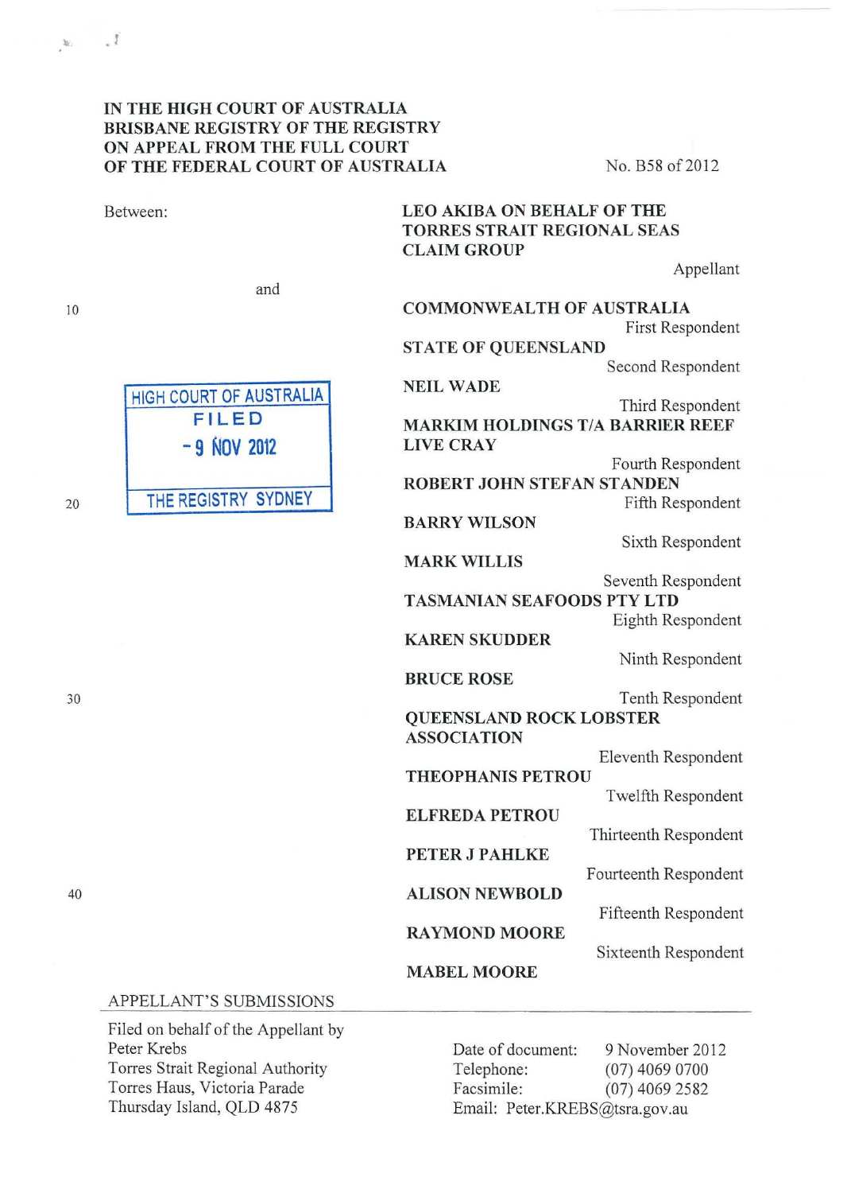IN THE HIGH COURT OF AUSTRALIA
BRISBANE REGISTRY OF THE REGISTRY
ON APPEAL FROM THE FULL COURT
OF THE FEDERAL COURT OF AUSTRALIA

No. B58 of 2012

Between:

**LEO AKIBA ON BEHALF OF THE TORRES STRAIT REGIONAL SEAS CLAIM GROUP**

Appellant

and

**COMMONWEALTH OF AUSTRALIA**

First Respondent

**STATE OF QUEENSLAND**

Second Respondent

**NEIL WADE**

Third Respondent

**MARKIM HOLDINGS T/A BARRIER REEF LIVE CRAY**

Fourth Respondent

**ROBERT JOHN STEFAN STANDEN**

Fifth Respondent

**BARRY WILSON**

Sixth Respondent

**MARK WILLIS**

Seventh Respondent

**TASMANIAN SEAFOODS PTY LTD**

Eighth Respondent

**KAREN SKUDDER**

Ninth Respondent

**BRUCE ROSE**

Tenth Respondent

**QUEENSLAND ROCK LOBSTER ASSOCIATION**

Eleventh Respondent

**THEOPHANIS PETROU**

Twelfth Respondent

**ELFREDA PETROU**

Thirteenth Respondent

**PETER J PAHLKE**

Fourteenth Respondent

**ALISON NEWBOLD**

Fifteenth Respondent

**RAYMOND MOORE**

Sixteenth Respondent

**MABEL MOORE**

HIGH COURT OF AUSTRALIA
FILED
- 9 NOV 2012
THE REGISTRY SYDNEY

APPELLANT'S SUBMISSIONS

Filed on behalf of the Appellant by
Peter Krebs
Torres Strait Regional Authority
Torres Haus, Victoria Parade
Thursday Island, QLD 4875

Date of document: 9 November 2012
Telephone: (07) 4069 0700
Facsimile: (07) 4069 2582
Email: Peter.KREBS@tsra.gov.au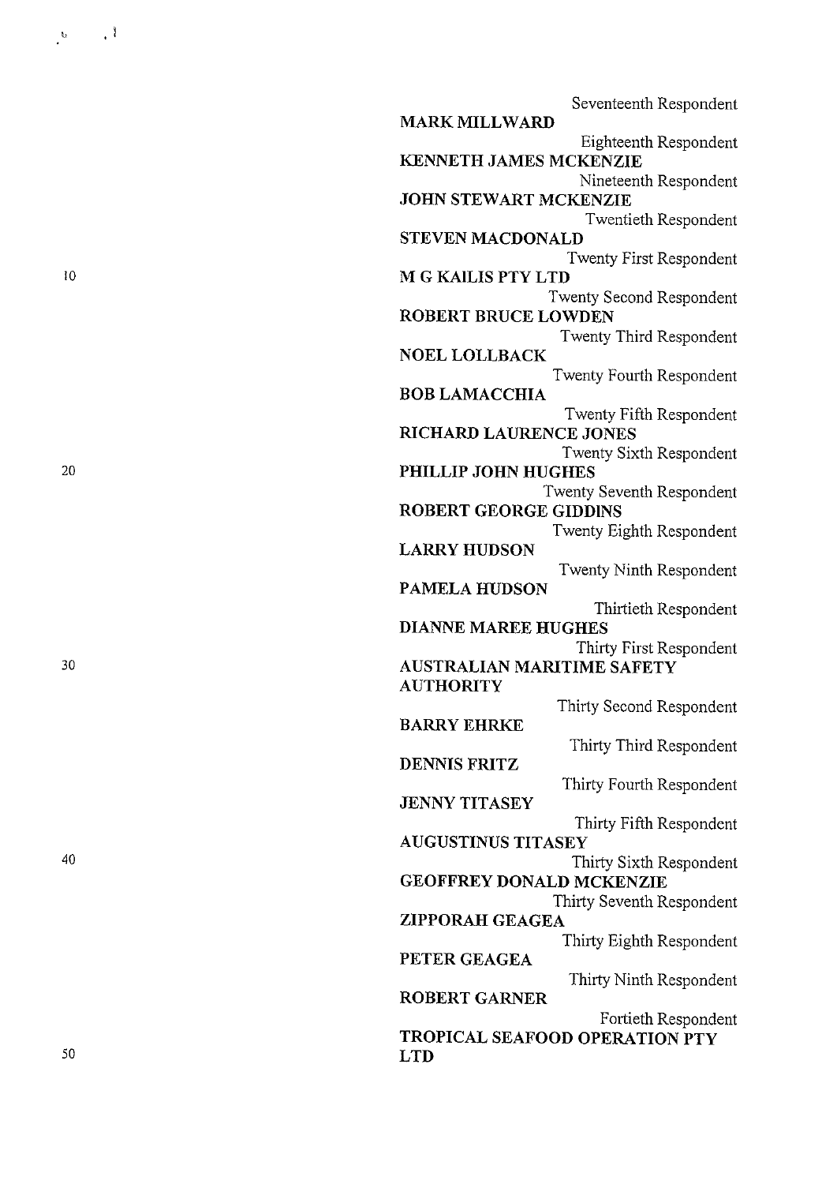Seventeenth Respondent

**MARK MILLWARD**

Eighteenth Respondent

**KENNETH JAMES MCKENZIE**

Nineteenth Respondent

**JOHN STEWART MCKENZIE**

Twentieth Respondent

**STEVEN MACDONALD**

Twenty First Respondent

**M G KAILIS PTY LTD**

Twenty Second Respondent

**ROBERT BRUCE LOWDEN**

Twenty Third Respondent

**NOEL LOLLBACK**

Twenty Fourth Respondent

**BOB LAMACCHIA**

Twenty Fifth Respondent

**RICHARD LAURENCE JONES**

Twenty Sixth Respondent

**PHILLIP JOHN HUGHES**

Twenty Seventh Respondent

**ROBERT GEORGE GIDDINS**

Twenty Eighth Respondent

**LARRY HUDSON**

Twenty Ninth Respondent

**PAMELA HUDSON**

Thirtieth Respondent

**DIANNE MAREE HUGHES**

Thirty First Respondent

**AUSTRALIAN MARITIME SAFETY AUTHORITY**

Thirty Second Respondent

**BARRY EHRKE**

Thirty Third Respondent

**DENNIS FRITZ**

Thirty Fourth Respondent

**JENNY TITASEY**

Thirty Fifth Respondent

**AUGUSTINUS TITASEY**

Thirty Sixth Respondent

**GEOFFREY DONALD MCKENZIE**

Thirty Seventh Respondent

**ZIPPORAH GEAGEA**

Thirty Eighth Respondent

**PETER GEAGEA**

Thirty Ninth Respondent

**ROBERT GARNER**

Fortieth Respondent

**TROPICAL SEAFOOD OPERATION PTY LTD**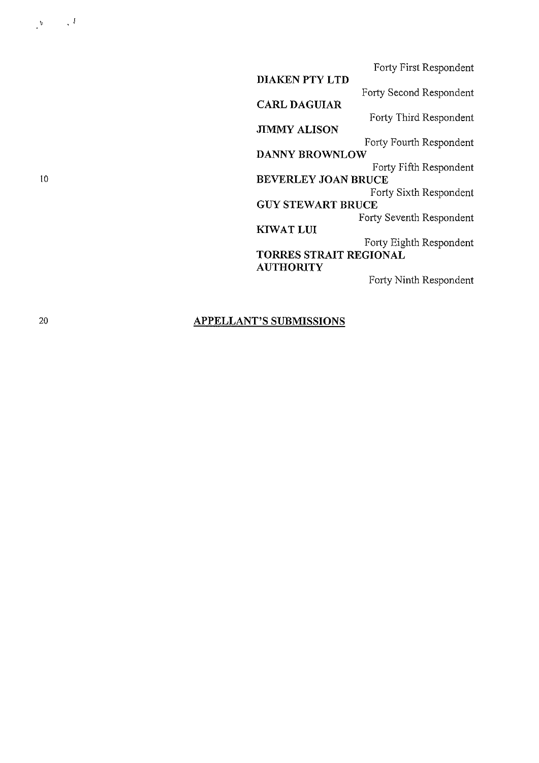Forty First Respondent

**DIAKEN PTY LTD**

Forty Second Respondent

**CARL DAGUIAR**

Forty Third Respondent

**JIMMY ALISON**

Forty Fourth Respondent

**DANNY BROWNLOW**

Forty Fifth Respondent

**BEVERLEY JOAN BRUCE**

Forty Sixth Respondent

**GUY STEWART BRUCE**

Forty Seventh Respondent

**KIWAT LUI**

Forty Eighth Respondent

**TORRES STRAIT REGIONAL AUTHORITY**

Forty Ninth Respondent

## APPELLANT'S SUBMISSIONS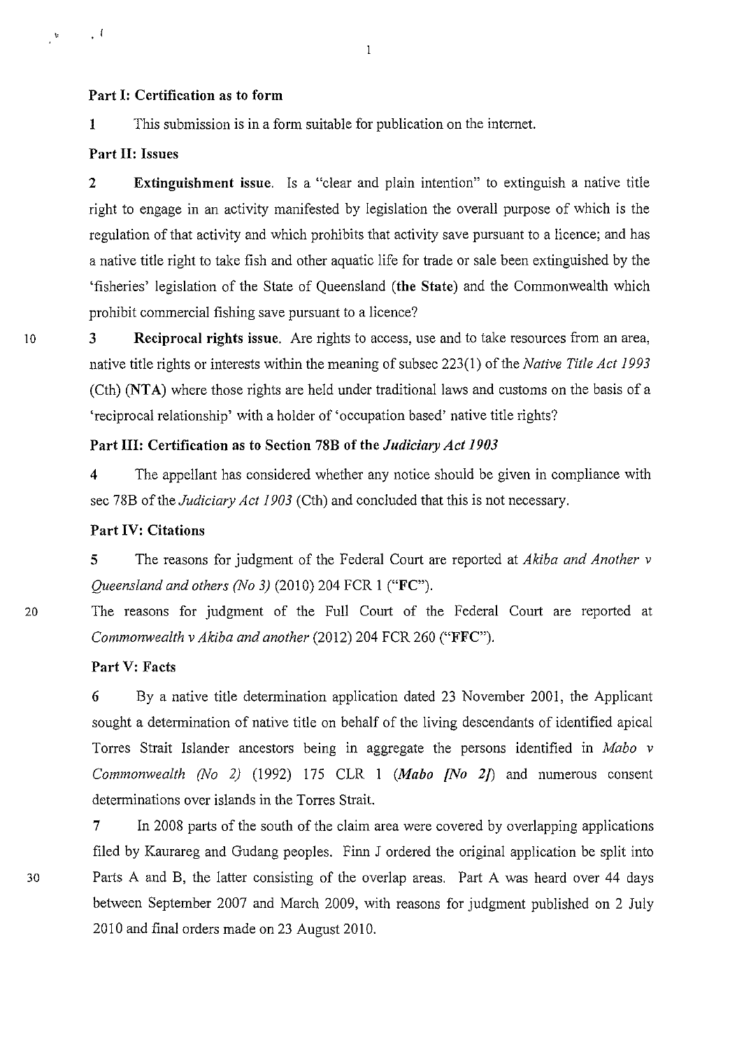**Part I: Certification as to form**

1 This submission is in a form suitable for publication on the internet.

**Part II: Issues**

2 **Extinguishment issue.** Is a "clear and plain intention" to extinguish a native title right to engage in an activity manifested by legislation the overall purpose of which is the regulation of that activity and which prohibits that activity save pursuant to a licence; and has a native title right to take fish and other aquatic life for trade or sale been extinguished by the 'fisheries' legislation of the State of Queensland (**the State**) and the Commonwealth which prohibit commercial fishing save pursuant to a licence?

3 **Reciprocal rights issue.** Are rights to access, use and to take resources from an area, native title rights or interests within the meaning of subsec 223(1) of the *Native Title Act 1993* (Cth) (**NTA**) where those rights are held under traditional laws and customs on the basis of a 'reciprocal relationship' with a holder of 'occupation based' native title rights?

**Part III: Certification as to Section 78B of the *Judiciary Act 1903***

4 The appellant has considered whether any notice should be given in compliance with sec 78B of the *Judiciary Act 1903* (Cth) and concluded that this is not necessary.

**Part IV: Citations**

5 The reasons for judgment of the Federal Court are reported at *Akiba and Another v Queensland and others (No 3)* (2010) 204 FCR 1 ("**FC**").

The reasons for judgment of the Full Court of the Federal Court are reported at *Commonwealth v Akiba and another* (2012) 204 FCR 260 ("**FFC**").

**Part V: Facts**

6 By a native title determination application dated 23 November 2001, the Applicant sought a determination of native title on behalf of the living descendants of identified apical Torres Strait Islander ancestors being in aggregate the persons identified in *Mabo v Commonwealth (No 2)* (1992) 175 CLR 1 (***Mabo [No 2]***) and numerous consent determinations over islands in the Torres Strait.

7 In 2008 parts of the south of the claim area were covered by overlapping applications filed by Kaurareg and Gudang peoples. Finn J ordered the original application be split into Parts A and B, the latter consisting of the overlap areas. Part A was heard over 44 days between September 2007 and March 2009, with reasons for judgment published on 2 July 2010 and final orders made on 23 August 2010.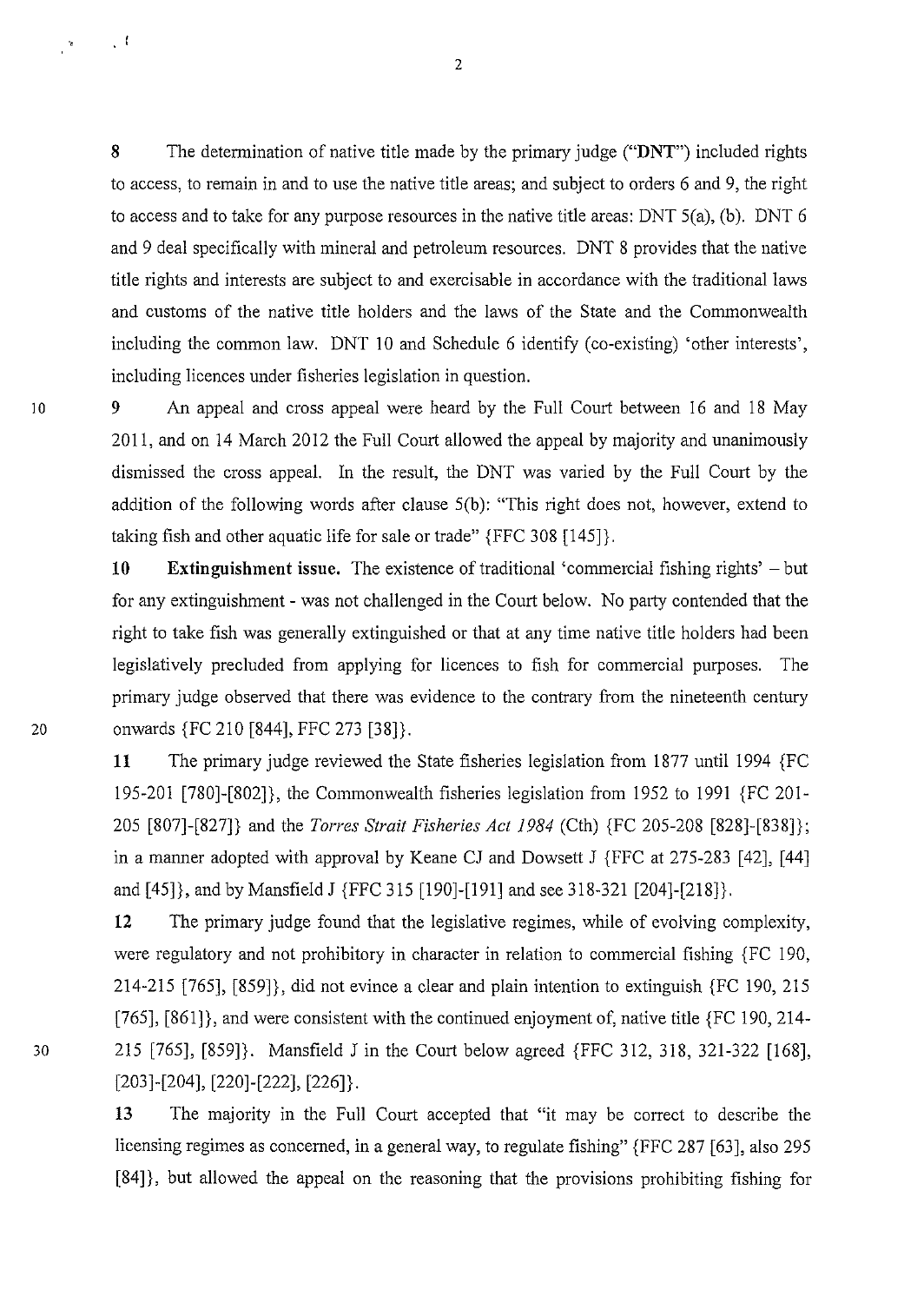8 The determination of native title made by the primary judge ("**DNT**") included rights to access, to remain in and to use the native title areas; and subject to orders 6 and 9, the right to access and to take for any purpose resources in the native title areas: DNT 5(a), (b). DNT 6 and 9 deal specifically with mineral and petroleum resources. DNT 8 provides that the native title rights and interests are subject to and exercisable in accordance with the traditional laws and customs of the native title holders and the laws of the State and the Commonwealth including the common law. DNT 10 and Schedule 6 identify (co-existing) 'other interests', including licences under fisheries legislation in question.

9 An appeal and cross appeal were heard by the Full Court between 16 and 18 May 2011, and on 14 March 2012 the Full Court allowed the appeal by majority and unanimously dismissed the cross appeal. In the result, the DNT was varied by the Full Court by the addition of the following words after clause 5(b): "This right does not, however, extend to taking fish and other aquatic life for sale or trade" {FFC 308 [145]}.

10 **Extinguishment issue.** The existence of traditional 'commercial fishing rights' – but for any extinguishment - was not challenged in the Court below. No party contended that the right to take fish was generally extinguished or that at any time native title holders had been legislatively precluded from applying for licences to fish for commercial purposes. The primary judge observed that there was evidence to the contrary from the nineteenth century onwards {FC 210 [844], FFC 273 [38]}.

11 The primary judge reviewed the State fisheries legislation from 1877 until 1994 {FC 195-201 [780]-[802]}, the Commonwealth fisheries legislation from 1952 to 1991 {FC 201-205 [807]-[827]} and the *Torres Strait Fisheries Act 1984* (Cth) {FC 205-208 [828]-[838]}; in a manner adopted with approval by Keane CJ and Dowsett J {FFC at 275-283 [42], [44] and [45]}, and by Mansfield J {FFC 315 [190]-[191] and see 318-321 [204]-[218]}.

12 The primary judge found that the legislative regimes, while of evolving complexity, were regulatory and not prohibitory in character in relation to commercial fishing {FC 190, 214-215 [765], [859]}, did not evince a clear and plain intention to extinguish {FC 190, 215 [765], [861]}, and were consistent with the continued enjoyment of, native title {FC 190, 214-215 [765], [859]}. Mansfield J in the Court below agreed {FFC 312, 318, 321-322 [168], [203]-[204], [220]-[222], [226]}.

13 The majority in the Full Court accepted that "it may be correct to describe the licensing regimes as concerned, in a general way, to regulate fishing" {FFC 287 [63], also 295 [84]}, but allowed the appeal on the reasoning that the provisions prohibiting fishing for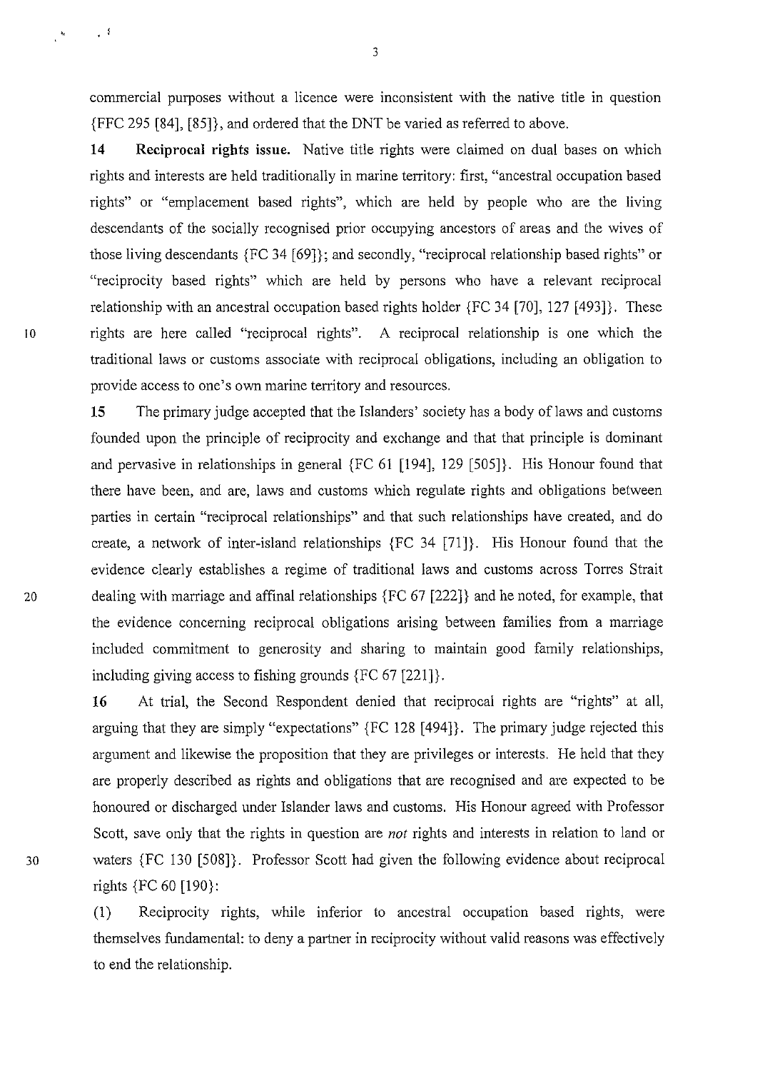commercial purposes without a licence were inconsistent with the native title in question {FFC 295 [84], [85]}, and ordered that the DNT be varied as referred to above.

**14 Reciprocal rights issue.** Native title rights were claimed on dual bases on which rights and interests are held traditionally in marine territory: first, "ancestral occupation based rights" or "emplacement based rights", which are held by people who are the living descendants of the socially recognised prior occupying ancestors of areas and the wives of those living descendants {FC 34 [69]}; and secondly, "reciprocal relationship based rights" or "reciprocity based rights" which are held by persons who have a relevant reciprocal relationship with an ancestral occupation based rights holder {FC 34 [70], 127 [493]}. These rights are here called "reciprocal rights". A reciprocal relationship is one which the traditional laws or customs associate with reciprocal obligations, including an obligation to provide access to one's own marine territory and resources.

15 The primary judge accepted that the Islanders' society has a body of laws and customs founded upon the principle of reciprocity and exchange and that that principle is dominant and pervasive in relationships in general {FC 61 [194], 129 [505]}. His Honour found that there have been, and are, laws and customs which regulate rights and obligations between parties in certain "reciprocal relationships" and that such relationships have created, and do create, a network of inter-island relationships {FC 34 [71]}. His Honour found that the evidence clearly establishes a regime of traditional laws and customs across Torres Strait dealing with marriage and affinal relationships {FC 67 [222]} and he noted, for example, that the evidence concerning reciprocal obligations arising between families from a marriage included commitment to generosity and sharing to maintain good family relationships, including giving access to fishing grounds {FC 67 [221]}.

16 At trial, the Second Respondent denied that reciprocal rights are "rights" at all, arguing that they are simply "expectations" {FC 128 [494]}. The primary judge rejected this argument and likewise the proposition that they are privileges or interests. He held that they are properly described as rights and obligations that are recognised and are expected to be honoured or discharged under Islander laws and customs. His Honour agreed with Professor Scott, save only that the rights in question are *not* rights and interests in relation to land or waters {FC 130 [508]}. Professor Scott had given the following evidence about reciprocal rights {FC 60 [190}:

(1) Reciprocity rights, while inferior to ancestral occupation based rights, were themselves fundamental: to deny a partner in reciprocity without valid reasons was effectively to end the relationship.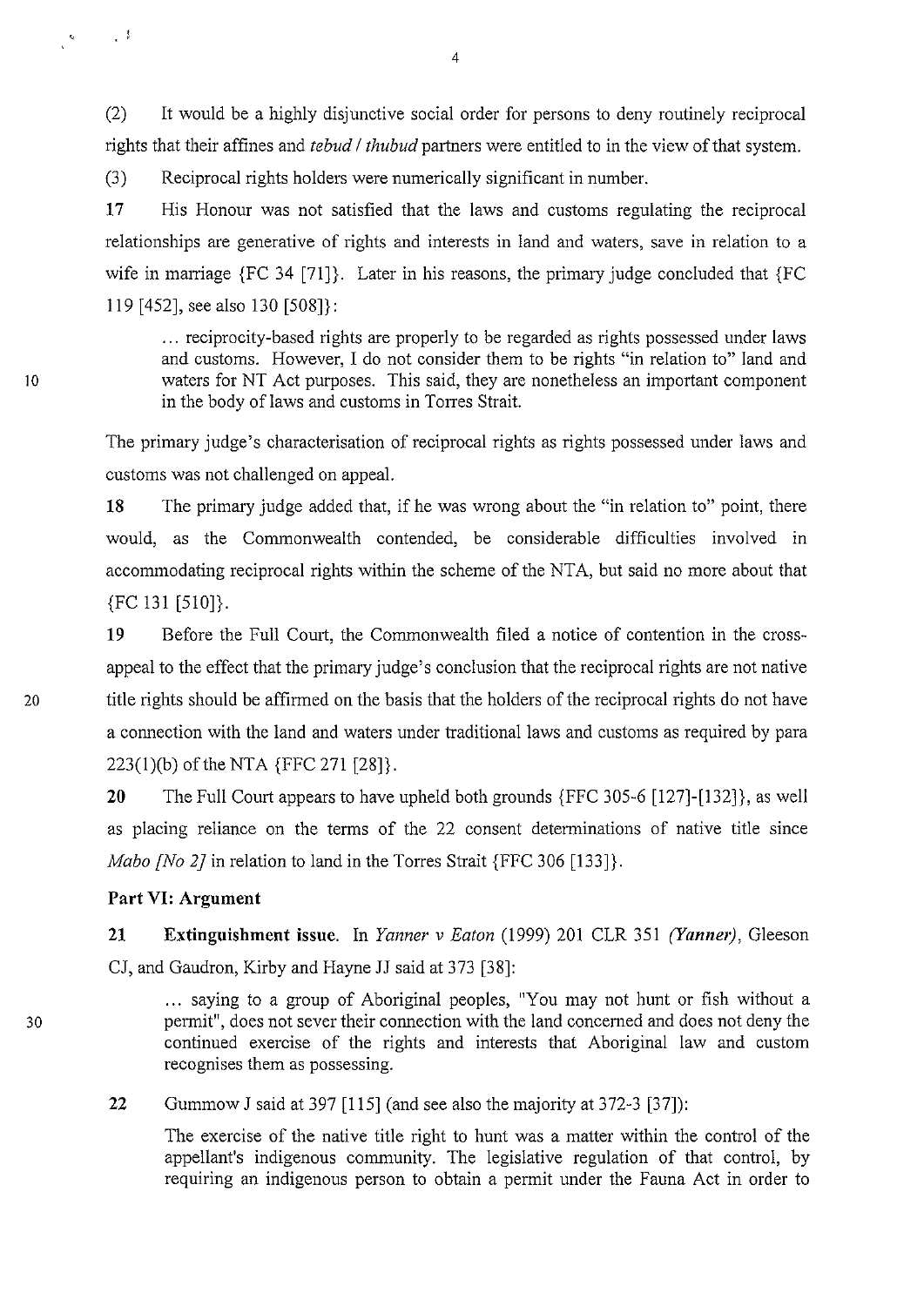(2) It would be a highly disjunctive social order for persons to deny routinely reciprocal rights that their affines and *tebud / thubud* partners were entitled to in the view of that system.

(3) Reciprocal rights holders were numerically significant in number.

**17** His Honour was not satisfied that the laws and customs regulating the reciprocal relationships are generative of rights and interests in land and waters, save in relation to a wife in marriage {FC 34 [71]}. Later in his reasons, the primary judge concluded that {FC 119 [452], see also 130 [508]}:

> ... reciprocity-based rights are properly to be regarded as rights possessed under laws and customs. However, I do not consider them to be rights "in relation to" land and waters for NT Act purposes. This said, they are nonetheless an important component in the body of laws and customs in Torres Strait.

The primary judge's characterisation of reciprocal rights as rights possessed under laws and customs was not challenged on appeal.

**18** The primary judge added that, if he was wrong about the "in relation to" point, there would, as the Commonwealth contended, be considerable difficulties involved in accommodating reciprocal rights within the scheme of the NTA, but said no more about that {FC 131 [510]}.

**19** Before the Full Court, the Commonwealth filed a notice of contention in the cross-appeal to the effect that the primary judge's conclusion that the reciprocal rights are not native title rights should be affirmed on the basis that the holders of the reciprocal rights do not have a connection with the land and waters under traditional laws and customs as required by para 223(1)(b) of the NTA {FFC 271 [28]}.

**20** The Full Court appears to have upheld both grounds {FFC 305-6 [127]-[132]}, as well as placing reliance on the terms of the 22 consent determinations of native title since *Mabo [No 2]* in relation to land in the Torres Strait {FFC 306 [133]}.

## Part VI: Argument

**21** **Extinguishment issue.** In *Yanner v Eaton* (1999) 201 CLR 351 *(Yanner)*, Gleeson CJ, and Gaudron, Kirby and Hayne JJ said at 373 [38]:

> ... saying to a group of Aboriginal peoples, "You may not hunt or fish without a permit", does not sever their connection with the land concerned and does not deny the continued exercise of the rights and interests that Aboriginal law and custom recognises them as possessing.

**22** Gummow J said at 397 [115] (and see also the majority at 372-3 [37]):

> The exercise of the native title right to hunt was a matter within the control of the appellant's indigenous community. The legislative regulation of that control, by requiring an indigenous person to obtain a permit under the Fauna Act in order to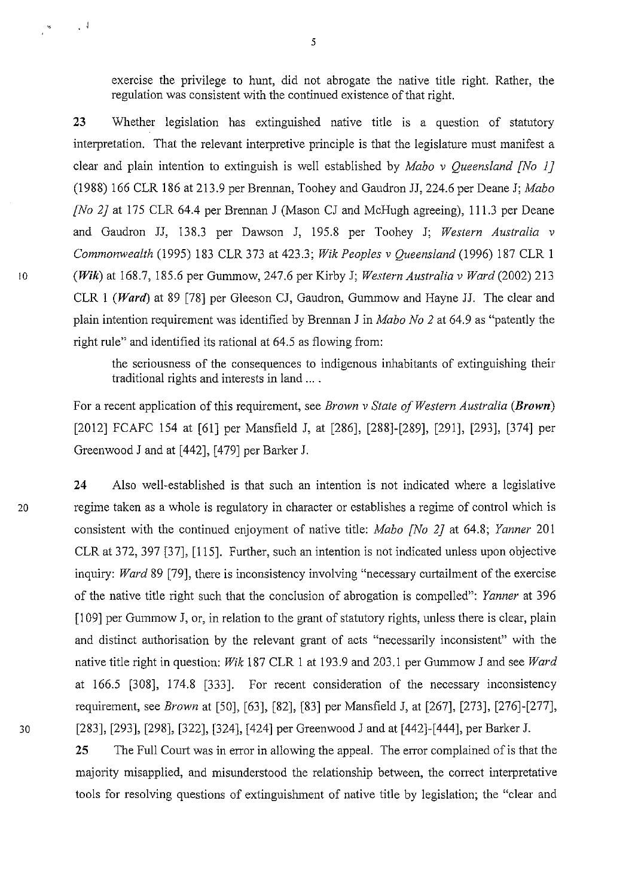exercise the privilege to hunt, did not abrogate the native title right. Rather, the regulation was consistent with the continued existence of that right.

**23** Whether legislation has extinguished native title is a question of statutory interpretation. That the relevant interpretive principle is that the legislature must manifest a clear and plain intention to extinguish is well established by *Mabo v Queensland [No 1]* (1988) 166 CLR 186 at 213.9 per Brennan, Toohey and Gaudron JJ, 224.6 per Deane J; *Mabo [No 2]* at 175 CLR 64.4 per Brennan J (Mason CJ and McHugh agreeing), 111.3 per Deane and Gaudron JJ, 138.3 per Dawson J, 195.8 per Toohey J; *Western Australia v Commonwealth* (1995) 183 CLR 373 at 423.3; *Wik Peoples v Queensland* (1996) 187 CLR 1 (***Wik***) at 168.7, 185.6 per Gummow, 247.6 per Kirby J; *Western Australia v Ward* (2002) 213 CLR 1 (***Ward***) at 89 [78] per Gleeson CJ, Gaudron, Gummow and Hayne JJ. The clear and plain intention requirement was identified by Brennan J in *Mabo No 2* at 64.9 as "patently the right rule" and identified its rational at 64.5 as flowing from:

> the seriousness of the consequences to indigenous inhabitants of extinguishing their traditional rights and interests in land ... .

For a recent application of this requirement, see *Brown v State of Western Australia* (***Brown***) [2012] FCAFC 154 at [61] per Mansfield J, at [286], [288]-[289], [291], [293], [374] per Greenwood J and at [442], [479] per Barker J.

**24** Also well-established is that such an intention is not indicated where a legislative regime taken as a whole is regulatory in character or establishes a regime of control which is consistent with the continued enjoyment of native title: *Mabo [No 2]* at 64.8; *Yanner* 201 CLR at 372, 397 [37], [115]. Further, such an intention is not indicated unless upon objective inquiry: *Ward* 89 [79], there is inconsistency involving "necessary curtailment of the exercise of the native title right such that the conclusion of abrogation is compelled": *Yanner* at 396 [109] per Gummow J, or, in relation to the grant of statutory rights, unless there is clear, plain and distinct authorisation by the relevant grant of acts "necessarily inconsistent" with the native title right in question: *Wik* 187 CLR 1 at 193.9 and 203.1 per Gummow J and see *Ward* at 166.5 [308], 174.8 [333]. For recent consideration of the necessary inconsistency requirement, see *Brown* at [50], [63], [82], [83] per Mansfield J, at [267], [273], [276]-[277], [283], [293], [298], [322], [324], [424] per Greenwood J and at [442]-[444], per Barker J.

**25** The Full Court was in error in allowing the appeal. The error complained of is that the majority misapplied, and misunderstood the relationship between, the correct interpretative tools for resolving questions of extinguishment of native title by legislation; the "clear and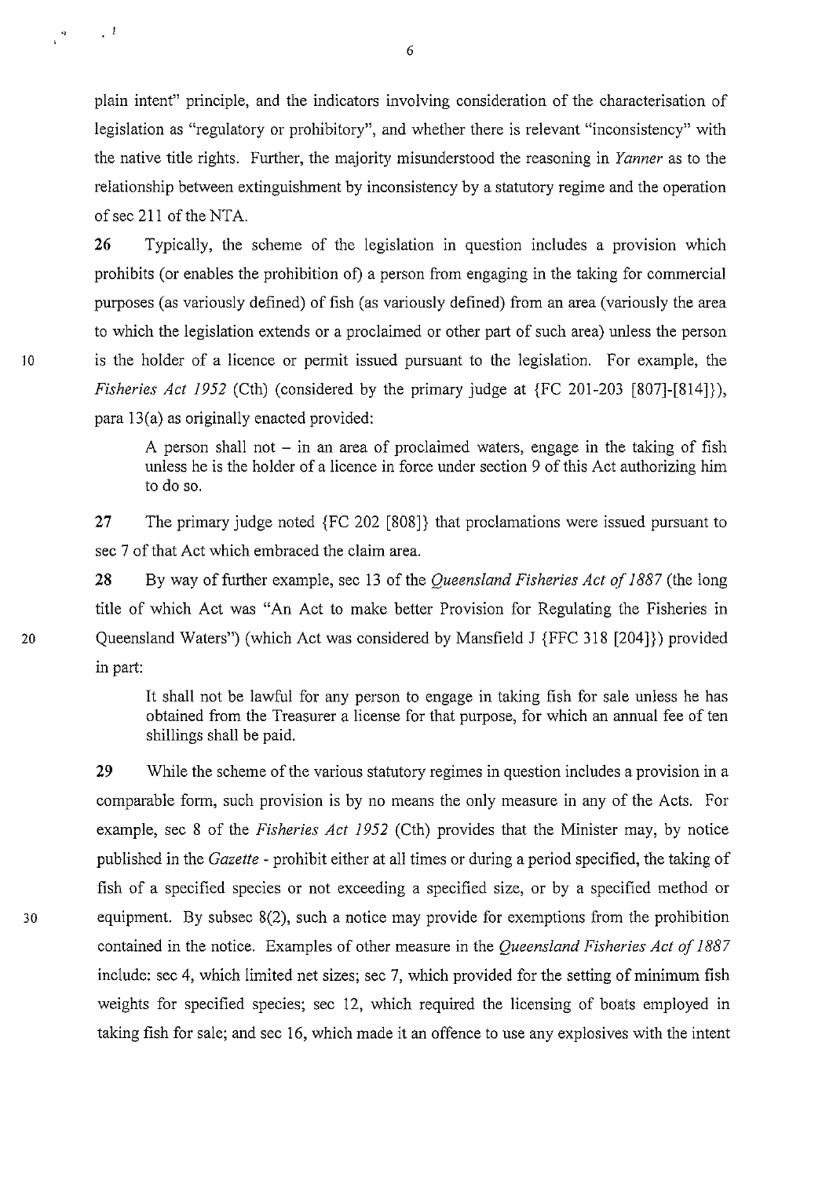plain intent" principle, and the indicators involving consideration of the characterisation of legislation as "regulatory or prohibitory", and whether there is relevant "inconsistency" with the native title rights. Further, the majority misunderstood the reasoning in *Yanner* as to the relationship between extinguishment by inconsistency by a statutory regime and the operation of sec 211 of the NTA.

**26** Typically, the scheme of the legislation in question includes a provision which prohibits (or enables the prohibition of) a person from engaging in the taking for commercial purposes (as variously defined) of fish (as variously defined) from an area (variously the area to which the legislation extends or a proclaimed or other part of such area) unless the person is the holder of a licence or permit issued pursuant to the legislation. For example, the *Fisheries Act 1952* (Cth) (considered by the primary judge at {FC 201-203 [807]-[814]}), para 13(a) as originally enacted provided:

> A person shall not – in an area of proclaimed waters, engage in the taking of fish unless he is the holder of a licence in force under section 9 of this Act authorizing him to do so.

**27** The primary judge noted {FC 202 [808]} that proclamations were issued pursuant to sec 7 of that Act which embraced the claim area.

**28** By way of further example, sec 13 of the *Queensland Fisheries Act of 1887* (the long title of which Act was "An Act to make better Provision for Regulating the Fisheries in Queensland Waters") (which Act was considered by Mansfield J {FFC 318 [204]}) provided in part:

> It shall not be lawful for any person to engage in taking fish for sale unless he has obtained from the Treasurer a license for that purpose, for which an annual fee of ten shillings shall be paid.

**29** While the scheme of the various statutory regimes in question includes a provision in a comparable form, such provision is by no means the only measure in any of the Acts. For example, sec 8 of the *Fisheries Act 1952* (Cth) provides that the Minister may, by notice published in the *Gazette* - prohibit either at all times or during a period specified, the taking of fish of a specified species or not exceeding a specified size, or by a specified method or equipment. By subsec 8(2), such a notice may provide for exemptions from the prohibition contained in the notice. Examples of other measure in the *Queensland Fisheries Act of 1887* include: sec 4, which limited net sizes; sec 7, which provided for the setting of minimum fish weights for specified species; sec 12, which required the licensing of boats employed in taking fish for sale; and sec 16, which made it an offence to use any explosives with the intent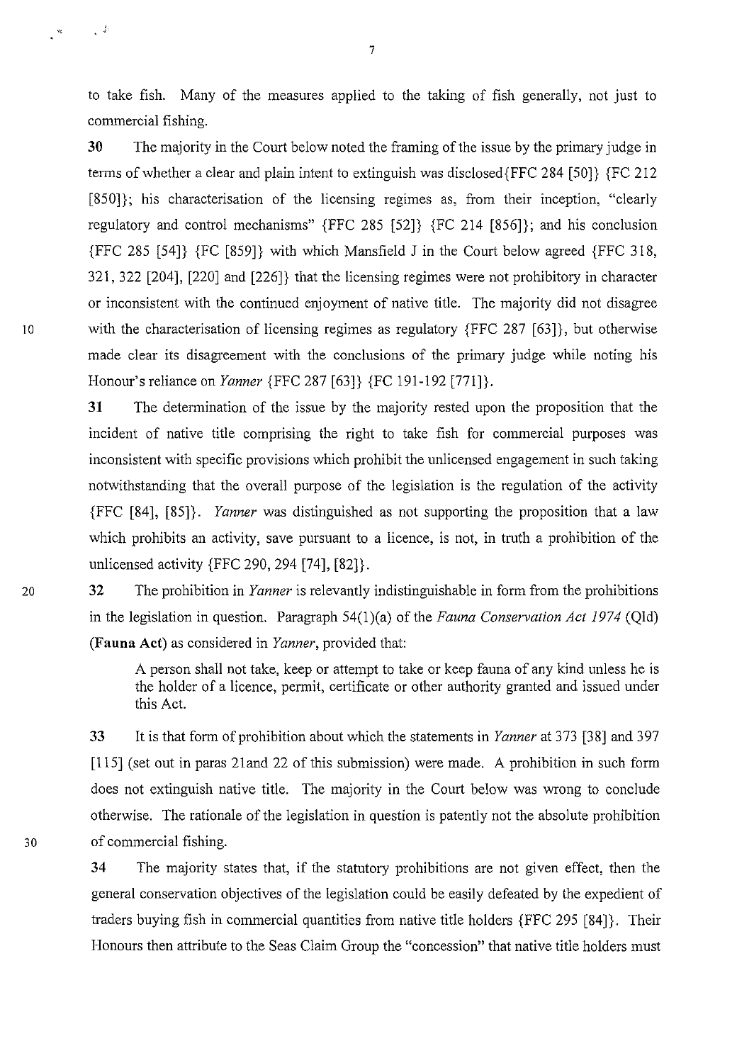to take fish. Many of the measures applied to the taking of fish generally, not just to commercial fishing.

**30** The majority in the Court below noted the framing of the issue by the primary judge in terms of whether a clear and plain intent to extinguish was disclosed{FFC 284 [50]} {FC 212 [850]}; his characterisation of the licensing regimes as, from their inception, "clearly regulatory and control mechanisms" {FFC 285 [52]} {FC 214 [856]}; and his conclusion {FFC 285 [54]} {FC [859]} with which Mansfield J in the Court below agreed {FFC 318, 321, 322 [204], [220] and [226]} that the licensing regimes were not prohibitory in character or inconsistent with the continued enjoyment of native title. The majority did not disagree with the characterisation of licensing regimes as regulatory {FFC 287 [63]}, but otherwise made clear its disagreement with the conclusions of the primary judge while noting his Honour's reliance on *Yanner* {FFC 287 [63]} {FC 191-192 [771]}.

**31** The determination of the issue by the majority rested upon the proposition that the incident of native title comprising the right to take fish for commercial purposes was inconsistent with specific provisions which prohibit the unlicensed engagement in such taking notwithstanding that the overall purpose of the legislation is the regulation of the activity {FFC [84], [85]}. *Yanner* was distinguished as not supporting the proposition that a law which prohibits an activity, save pursuant to a licence, is not, in truth a prohibition of the unlicensed activity {FFC 290, 294 [74], [82]}.

**32** The prohibition in *Yanner* is relevantly indistinguishable in form from the prohibitions in the legislation in question. Paragraph 54(1)(a) of the *Fauna Conservation Act 1974* (Qld) (**Fauna Act**) as considered in *Yanner*, provided that:

> A person shall not take, keep or attempt to take or keep fauna of any kind unless he is the holder of a licence, permit, certificate or other authority granted and issued under this Act.

**33** It is that form of prohibition about which the statements in *Yanner* at 373 [38] and 397 [115] (set out in paras 21and 22 of this submission) were made. A prohibition in such form does not extinguish native title. The majority in the Court below was wrong to conclude otherwise. The rationale of the legislation in question is patently not the absolute prohibition of commercial fishing.

**34** The majority states that, if the statutory prohibitions are not given effect, then the general conservation objectives of the legislation could be easily defeated by the expedient of traders buying fish in commercial quantities from native title holders {FFC 295 [84]}. Their Honours then attribute to the Seas Claim Group the "concession" that native title holders must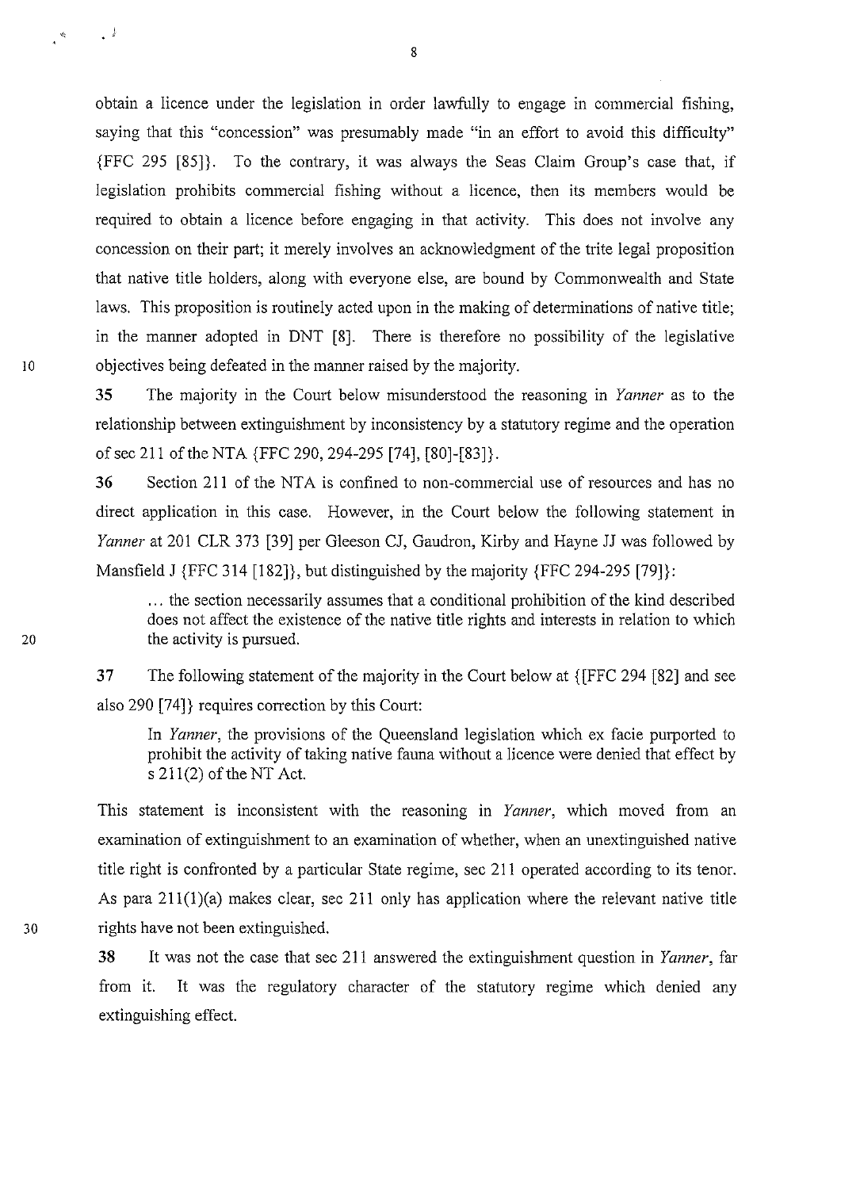obtain a licence under the legislation in order lawfully to engage in commercial fishing, saying that this "concession" was presumably made "in an effort to avoid this difficulty" {FFC 295 [85]}. To the contrary, it was always the Seas Claim Group's case that, if legislation prohibits commercial fishing without a licence, then its members would be required to obtain a licence before engaging in that activity. This does not involve any concession on their part; it merely involves an acknowledgment of the trite legal proposition that native title holders, along with everyone else, are bound by Commonwealth and State laws. This proposition is routinely acted upon in the making of determinations of native title; in the manner adopted in DNT [8]. There is therefore no possibility of the legislative objectives being defeated in the manner raised by the majority.

**35** The majority in the Court below misunderstood the reasoning in *Yanner* as to the relationship between extinguishment by inconsistency by a statutory regime and the operation of sec 211 of the NTA {FFC 290, 294-295 [74], [80]-[83]}.

**36** Section 211 of the NTA is confined to non-commercial use of resources and has no direct application in this case. However, in the Court below the following statement in *Yanner* at 201 CLR 373 [39] per Gleeson CJ, Gaudron, Kirby and Hayne JJ was followed by Mansfield J {FFC 314 [182]}, but distinguished by the majority {FFC 294-295 [79]}:

> ... the section necessarily assumes that a conditional prohibition of the kind described does not affect the existence of the native title rights and interests in relation to which the activity is pursued.

**37** The following statement of the majority in the Court below at {[FFC 294 [82] and see also 290 [74]} requires correction by this Court:

> In *Yanner*, the provisions of the Queensland legislation which ex facie purported to prohibit the activity of taking native fauna without a licence were denied that effect by s 211(2) of the NT Act.

This statement is inconsistent with the reasoning in *Yanner*, which moved from an examination of extinguishment to an examination of whether, when an unextinguished native title right is confronted by a particular State regime, sec 211 operated according to its tenor. As para 211(1)(a) makes clear, sec 211 only has application where the relevant native title rights have not been extinguished.

**38** It was not the case that sec 211 answered the extinguishment question in *Yanner*, far from it. It was the regulatory character of the statutory regime which denied any extinguishing effect.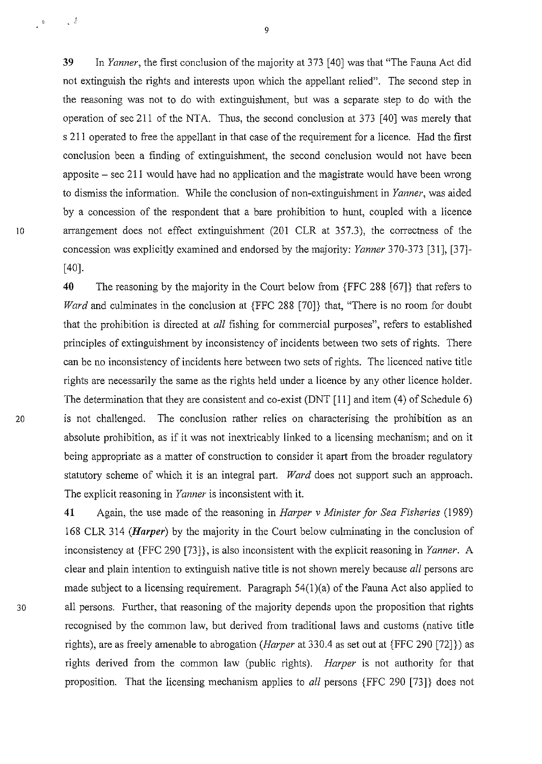39 In *Yanner*, the first conclusion of the majority at 373 [40] was that "The Fauna Act did not extinguish the rights and interests upon which the appellant relied". The second step in the reasoning was not to do with extinguishment, but was a separate step to do with the operation of sec 211 of the NTA. Thus, the second conclusion at 373 [40] was merely that s 211 operated to free the appellant in that case of the requirement for a licence. Had the first conclusion been a finding of extinguishment, the second conclusion would not have been apposite – sec 211 would have had no application and the magistrate would have been wrong to dismiss the information. While the conclusion of non-extinguishment in *Yanner*, was aided by a concession of the respondent that a bare prohibition to hunt, coupled with a licence arrangement does not effect extinguishment (201 CLR at 357.3), the correctness of the concession was explicitly examined and endorsed by the majority: *Yanner* 370-373 [31], [37]-[40].

40 The reasoning by the majority in the Court below from {FFC 288 [67]} that refers to *Ward* and culminates in the conclusion at {FFC 288 [70]} that, "There is no room for doubt that the prohibition is directed at *all* fishing for commercial purposes", refers to established principles of extinguishment by inconsistency of incidents between two sets of rights. There can be no inconsistency of incidents here between two sets of rights. The licenced native title rights are necessarily the same as the rights held under a licence by any other licence holder. The determination that they are consistent and co-exist (DNT [11] and item (4) of Schedule 6) is not challenged. The conclusion rather relies on characterising the prohibition as an absolute prohibition, as if it was not inextricably linked to a licensing mechanism; and on it being appropriate as a matter of construction to consider it apart from the broader regulatory statutory scheme of which it is an integral part. *Ward* does not support such an approach. The explicit reasoning in *Yanner* is inconsistent with it.

41 Again, the use made of the reasoning in *Harper v Minister for Sea Fisheries* (1989) 168 CLR 314 (***Harper***) by the majority in the Court below culminating in the conclusion of inconsistency at {FFC 290 [73]}, is also inconsistent with the explicit reasoning in *Yanner*. A clear and plain intention to extinguish native title is not shown merely because *all* persons are made subject to a licensing requirement. Paragraph 54(1)(a) of the Fauna Act also applied to all persons. Further, that reasoning of the majority depends upon the proposition that rights recognised by the common law, but derived from traditional laws and customs (native title rights), are as freely amenable to abrogation (*Harper* at 330.4 as set out at {FFC 290 [72]}) as rights derived from the common law (public rights). *Harper* is not authority for that proposition. That the licensing mechanism applies to *all* persons {FFC 290 [73]} does not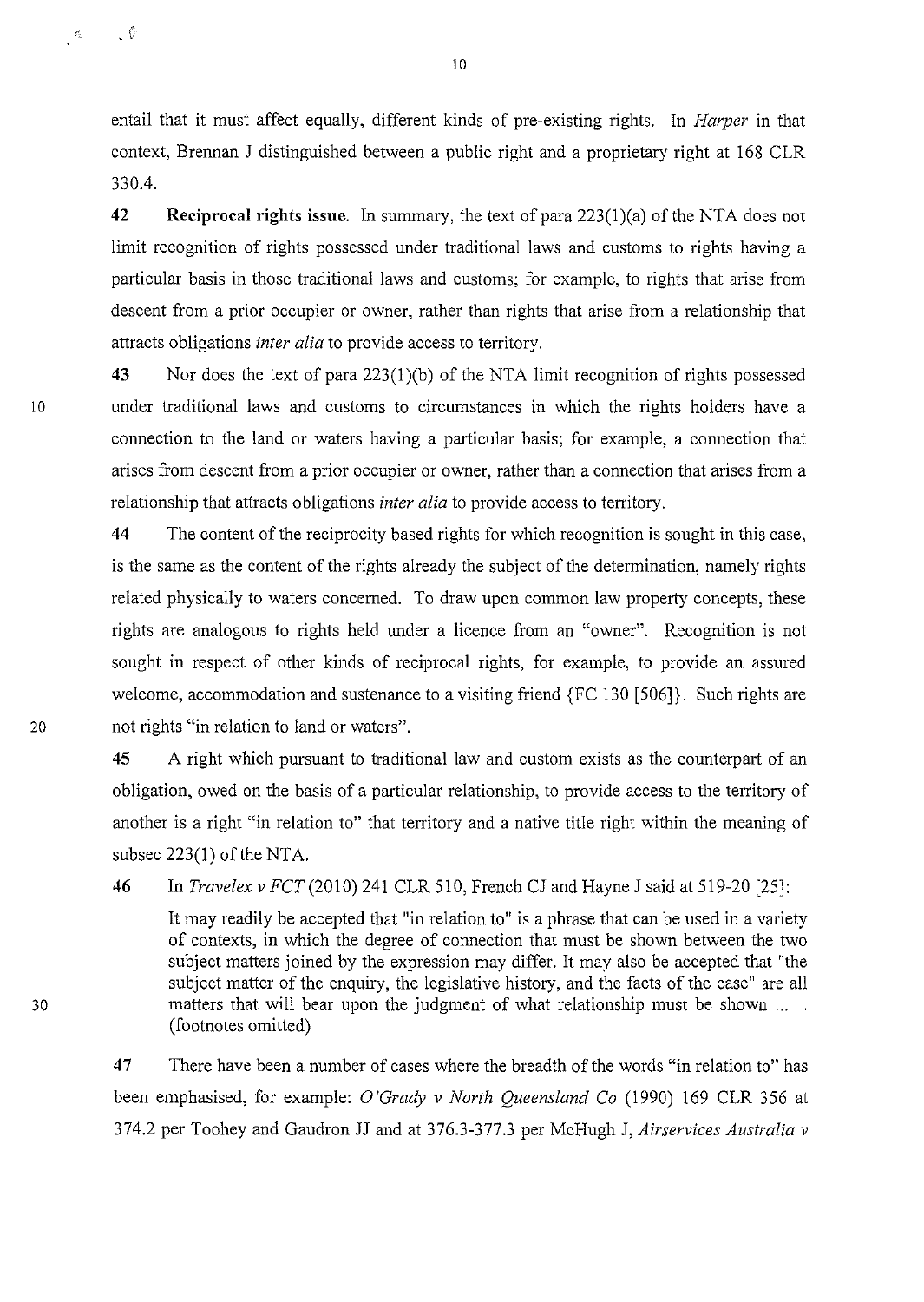entail that it must affect equally, different kinds of pre-existing rights. In *Harper* in that context, Brennan J distinguished between a public right and a proprietary right at 168 CLR 330.4.

**42** **Reciprocal rights issue.** In summary, the text of para 223(1)(a) of the NTA does not limit recognition of rights possessed under traditional laws and customs to rights having a particular basis in those traditional laws and customs; for example, to rights that arise from descent from a prior occupier or owner, rather than rights that arise from a relationship that attracts obligations *inter alia* to provide access to territory.

**43** Nor does the text of para 223(1)(b) of the NTA limit recognition of rights possessed under traditional laws and customs to circumstances in which the rights holders have a connection to the land or waters having a particular basis; for example, a connection that arises from descent from a prior occupier or owner, rather than a connection that arises from a relationship that attracts obligations *inter alia* to provide access to territory.

**44** The content of the reciprocity based rights for which recognition is sought in this case, is the same as the content of the rights already the subject of the determination, namely rights related physically to waters concerned. To draw upon common law property concepts, these rights are analogous to rights held under a licence from an "owner". Recognition is not sought in respect of other kinds of reciprocal rights, for example, to provide an assured welcome, accommodation and sustenance to a visiting friend {FC 130 [506]}. Such rights are not rights "in relation to land or waters".

**45** A right which pursuant to traditional law and custom exists as the counterpart of an obligation, owed on the basis of a particular relationship, to provide access to the territory of another is a right "in relation to" that territory and a native title right within the meaning of subsec 223(1) of the NTA.

**46** In *Travelex v FCT* (2010) 241 CLR 510, French CJ and Hayne J said at 519-20 [25]:

> It may readily be accepted that "in relation to" is a phrase that can be used in a variety of contexts, in which the degree of connection that must be shown between the two subject matters joined by the expression may differ. It may also be accepted that "the subject matter of the enquiry, the legislative history, and the facts of the case" are all matters that will bear upon the judgment of what relationship must be shown ... . (footnotes omitted)

**47** There have been a number of cases where the breadth of the words "in relation to" has been emphasised, for example: *O'Grady v North Queensland Co* (1990) 169 CLR 356 at 374.2 per Toohey and Gaudron JJ and at 376.3-377.3 per McHugh J, *Airservices Australia v*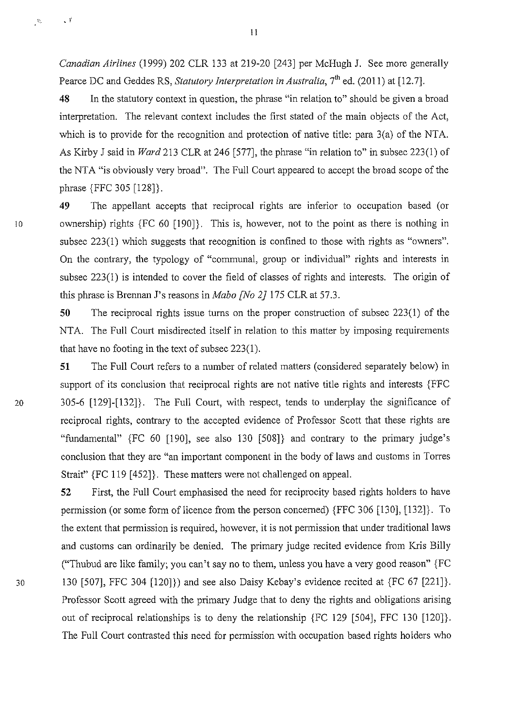*Canadian Airlines* (1999) 202 CLR 133 at 219-20 [243] per McHugh J. See more generally Pearce DC and Geddes RS, *Statutory Interpretation in Australia*, 7th ed. (2011) at [12.7].

**48** In the statutory context in question, the phrase "in relation to" should be given a broad interpretation. The relevant context includes the first stated of the main objects of the Act, which is to provide for the recognition and protection of native title: para 3(a) of the NTA. As Kirby J said in *Ward* 213 CLR at 246 [577], the phrase "in relation to" in subsec 223(1) of the NTA "is obviously very broad". The Full Court appeared to accept the broad scope of the phrase {FFC 305 [128]}.

**49** The appellant accepts that reciprocal rights are inferior to occupation based (or ownership) rights {FC 60 [190]}. This is, however, not to the point as there is nothing in subsec 223(1) which suggests that recognition is confined to those with rights as "owners". On the contrary, the typology of "communal, group or individual" rights and interests in subsec 223(1) is intended to cover the field of classes of rights and interests. The origin of this phrase is Brennan J's reasons in *Mabo [No 2]* 175 CLR at 57.3.

**50** The reciprocal rights issue turns on the proper construction of subsec 223(1) of the NTA. The Full Court misdirected itself in relation to this matter by imposing requirements that have no footing in the text of subsec 223(1).

**51** The Full Court refers to a number of related matters (considered separately below) in support of its conclusion that reciprocal rights are not native title rights and interests {FFC 305-6 [129]-[132]}. The Full Court, with respect, tends to underplay the significance of reciprocal rights, contrary to the accepted evidence of Professor Scott that these rights are "fundamental" {FC 60 [190], see also 130 [508]} and contrary to the primary judge's conclusion that they are "an important component in the body of laws and customs in Torres Strait" {FC 119 [452]}. These matters were not challenged on appeal.

**52** First, the Full Court emphasised the need for reciprocity based rights holders to have permission (or some form of licence from the person concerned) {FFC 306 [130], [132]}. To the extent that permission is required, however, it is not permission that under traditional laws and customs can ordinarily be denied. The primary judge recited evidence from Kris Billy ("Thubud are like family; you can't say no to them, unless you have a very good reason" {FC 130 [507], FFC 304 [120]}) and see also Daisy Kebay's evidence recited at {FC 67 [221]}. Professor Scott agreed with the primary Judge that to deny the rights and obligations arising out of reciprocal relationships is to deny the relationship {FC 129 [504], FFC 130 [120]}. The Full Court contrasted this need for permission with occupation based rights holders who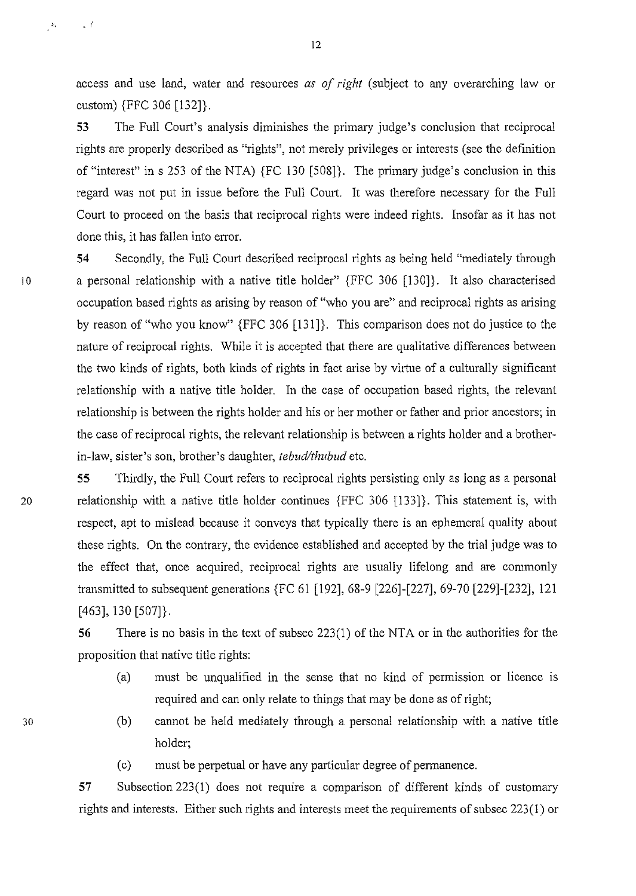access and use land, water and resources *as of right* (subject to any overarching law or custom) {FFC 306 [132]}.

**53** The Full Court's analysis diminishes the primary judge's conclusion that reciprocal rights are properly described as "rights", not merely privileges or interests (see the definition of "interest" in s 253 of the NTA) {FC 130 [508]}. The primary judge's conclusion in this regard was not put in issue before the Full Court. It was therefore necessary for the Full Court to proceed on the basis that reciprocal rights were indeed rights. Insofar as it has not done this, it has fallen into error.

**54** Secondly, the Full Court described reciprocal rights as being held "mediately through a personal relationship with a native title holder" {FFC 306 [130]}. It also characterised occupation based rights as arising by reason of "who you are" and reciprocal rights as arising by reason of "who you know" {FFC 306 [131]}. This comparison does not do justice to the nature of reciprocal rights. While it is accepted that there are qualitative differences between the two kinds of rights, both kinds of rights in fact arise by virtue of a culturally significant relationship with a native title holder. In the case of occupation based rights, the relevant relationship is between the rights holder and his or her mother or father and prior ancestors; in the case of reciprocal rights, the relevant relationship is between a rights holder and a brother-in-law, sister's son, brother's daughter, *tebud/thubud* etc.

**55** Thirdly, the Full Court refers to reciprocal rights persisting only as long as a personal relationship with a native title holder continues {FFC 306 [133]}. This statement is, with respect, apt to mislead because it conveys that typically there is an ephemeral quality about these rights. On the contrary, the evidence established and accepted by the trial judge was to the effect that, once acquired, reciprocal rights are usually lifelong and are commonly transmitted to subsequent generations {FC 61 [192], 68-9 [226]-[227], 69-70 [229]-[232], 121 [463], 130 [507]}.

**56** There is no basis in the text of subsec 223(1) of the NTA or in the authorities for the proposition that native title rights:

(a) must be unqualified in the sense that no kind of permission or licence is required and can only relate to things that may be done as of right;

(b) cannot be held mediately through a personal relationship with a native title holder;

(c) must be perpetual or have any particular degree of permanence.

**57** Subsection 223(1) does not require a comparison of different kinds of customary rights and interests. Either such rights and interests meet the requirements of subsec 223(1) or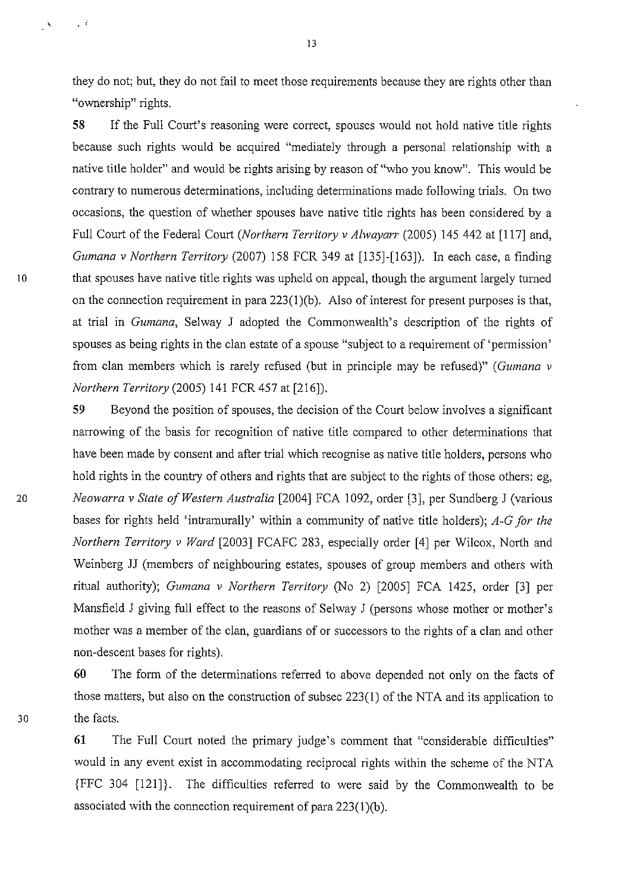they do not; but, they do not fail to meet those requirements because they are rights other than "ownership" rights.

**58** If the Full Court's reasoning were correct, spouses would not hold native title rights because such rights would be acquired "mediately through a personal relationship with a native title holder" and would be rights arising by reason of "who you know". This would be contrary to numerous determinations, including determinations made following trials. On two occasions, the question of whether spouses have native title rights has been considered by a Full Court of the Federal Court (*Northern Territory v Alwayarr* (2005) 145 442 at [117] and, *Gumana v Northern Territory* (2007) 158 FCR 349 at [135]-[163]). In each case, a finding that spouses have native title rights was upheld on appeal, though the argument largely turned on the connection requirement in para 223(1)(b). Also of interest for present purposes is that, at trial in *Gumana*, Selway J adopted the Commonwealth's description of the rights of spouses as being rights in the clan estate of a spouse "subject to a requirement of 'permission' from clan members which is rarely refused (but in principle may be refused)" (*Gumana v Northern Territory* (2005) 141 FCR 457 at [216]).

**59** Beyond the position of spouses, the decision of the Court below involves a significant narrowing of the basis for recognition of native title compared to other determinations that have been made by consent and after trial which recognise as native title holders, persons who hold rights in the country of others and rights that are subject to the rights of those others: eg, *Neowarra v State of Western Australia* [2004] FCA 1092, order [3], per Sundberg J (various bases for rights held 'intramurally' within a community of native title holders); *A-G for the Northern Territory v Ward* [2003] FCAFC 283, especially order [4] per Wilcox, North and Weinberg JJ (members of neighbouring estates, spouses of group members and others with ritual authority); *Gumana v Northern Territory* (No 2) [2005] FCA 1425, order [3] per Mansfield J giving full effect to the reasons of Selway J (persons whose mother or mother's mother was a member of the clan, guardians of or successors to the rights of a clan and other non-descent bases for rights).

**60** The form of the determinations referred to above depended not only on the facts of those matters, but also on the construction of subsec 223(1) of the NTA and its application to the facts.

**61** The Full Court noted the primary judge's comment that "considerable difficulties" would in any event exist in accommodating reciprocal rights within the scheme of the NTA {FFC 304 [121]}. The difficulties referred to were said by the Commonwealth to be associated with the connection requirement of para 223(1)(b).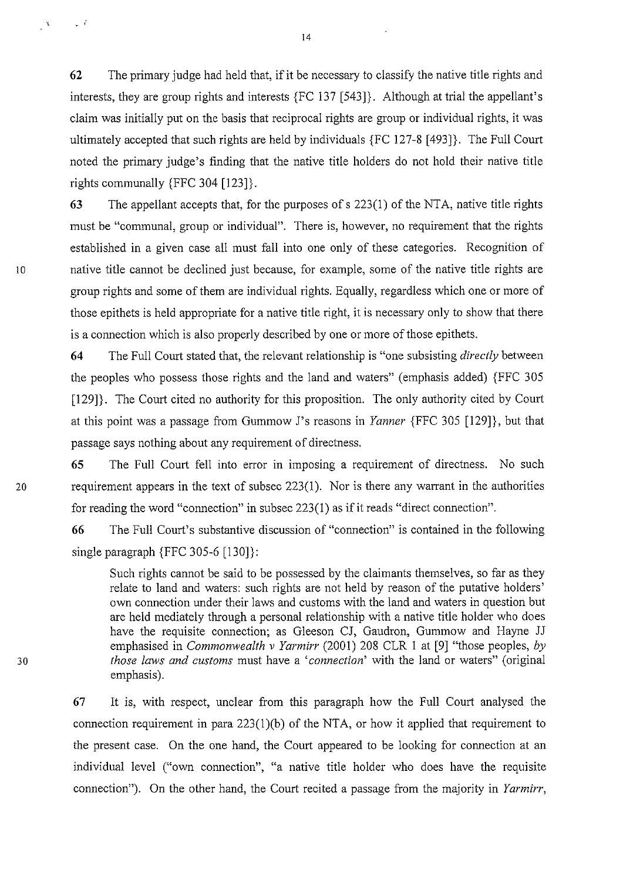62 The primary judge had held that, if it be necessary to classify the native title rights and interests, they are group rights and interests {FC 137 [543]}. Although at trial the appellant's claim was initially put on the basis that reciprocal rights are group or individual rights, it was ultimately accepted that such rights are held by individuals {FC 127-8 [493]}. The Full Court noted the primary judge's finding that the native title holders do not hold their native title rights communally {FFC 304 [123]}.

63 The appellant accepts that, for the purposes of s 223(1) of the NTA, native title rights must be "communal, group or individual". There is, however, no requirement that the rights established in a given case all must fall into one only of these categories. Recognition of native title cannot be declined just because, for example, some of the native title rights are group rights and some of them are individual rights. Equally, regardless which one or more of those epithets is held appropriate for a native title right, it is necessary only to show that there is a connection which is also properly described by one or more of those epithets.

64 The Full Court stated that, the relevant relationship is "one subsisting *directly* between the peoples who possess those rights and the land and waters" (emphasis added) {FFC 305 [129]}. The Court cited no authority for this proposition. The only authority cited by Court at this point was a passage from Gummow J's reasons in *Yanner* {FFC 305 [129]}, but that passage says nothing about any requirement of directness.

65 The Full Court fell into error in imposing a requirement of directness. No such requirement appears in the text of subsec 223(1). Nor is there any warrant in the authorities for reading the word "connection" in subsec 223(1) as if it reads "direct connection".

66 The Full Court's substantive discussion of "connection" is contained in the following single paragraph {FFC 305-6 [130]}:

> Such rights cannot be said to be possessed by the claimants themselves, so far as they relate to land and waters: such rights are not held by reason of the putative holders' own connection under their laws and customs with the land and waters in question but are held mediately through a personal relationship with a native title holder who does have the requisite connection; as Gleeson CJ, Gaudron, Gummow and Hayne JJ emphasised in *Commonwealth v Yarmirr* (2001) 208 CLR 1 at [9] "those peoples, *by those laws and customs* must have a '*connection*' with the land or waters" (original emphasis).

67 It is, with respect, unclear from this paragraph how the Full Court analysed the connection requirement in para 223(1)(b) of the NTA, or how it applied that requirement to the present case. On the one hand, the Court appeared to be looking for connection at an individual level ("own connection", "a native title holder who does have the requisite connection"). On the other hand, the Court recited a passage from the majority in *Yarmirr*,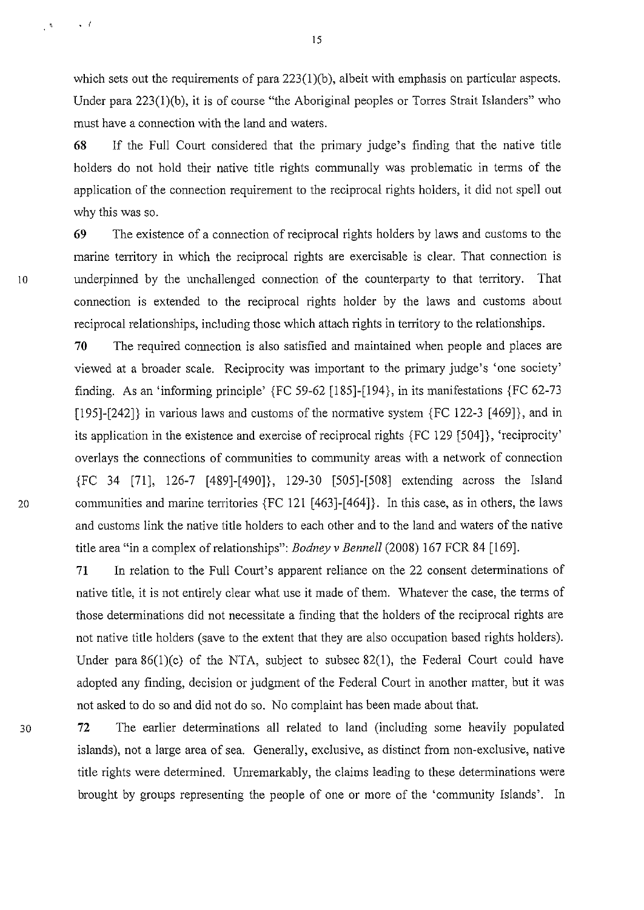which sets out the requirements of para 223(1)(b), albeit with emphasis on particular aspects. Under para 223(1)(b), it is of course "the Aboriginal peoples or Torres Strait Islanders" who must have a connection with the land and waters.

**68** If the Full Court considered that the primary judge's finding that the native title holders do not hold their native title rights communally was problematic in terms of the application of the connection requirement to the reciprocal rights holders, it did not spell out why this was so.

**69** The existence of a connection of reciprocal rights holders by laws and customs to the marine territory in which the reciprocal rights are exercisable is clear. That connection is underpinned by the unchallenged connection of the counterparty to that territory. That connection is extended to the reciprocal rights holder by the laws and customs about reciprocal relationships, including those which attach rights in territory to the relationships.

**70** The required connection is also satisfied and maintained when people and places are viewed at a broader scale. Reciprocity was important to the primary judge's 'one society' finding. As an 'informing principle' {FC 59-62 [185]-[194]}, in its manifestations {FC 62-73 [195]-[242]} in various laws and customs of the normative system {FC 122-3 [469]}, and in its application in the existence and exercise of reciprocal rights {FC 129 [504]}, 'reciprocity' overlays the connections of communities to community areas with a network of connection {FC 34 [71], 126-7 [489]-[490]}, 129-30 [505]-[508] extending across the Island communities and marine territories {FC 121 [463]-[464]}. In this case, as in others, the laws and customs link the native title holders to each other and to the land and waters of the native title area "in a complex of relationships": *Bodney v Bennell* (2008) 167 FCR 84 [169].

**71** In relation to the Full Court's apparent reliance on the 22 consent determinations of native title, it is not entirely clear what use it made of them. Whatever the case, the terms of those determinations did not necessitate a finding that the holders of the reciprocal rights are not native title holders (save to the extent that they are also occupation based rights holders). Under para 86(1)(c) of the NTA, subject to subsec 82(1), the Federal Court could have adopted any finding, decision or judgment of the Federal Court in another matter, but it was not asked to do so and did not do so. No complaint has been made about that.

**72** The earlier determinations all related to land (including some heavily populated islands), not a large area of sea. Generally, exclusive, as distinct from non-exclusive, native title rights were determined. Unremarkably, the claims leading to these determinations were brought by groups representing the people of one or more of the 'community Islands'. In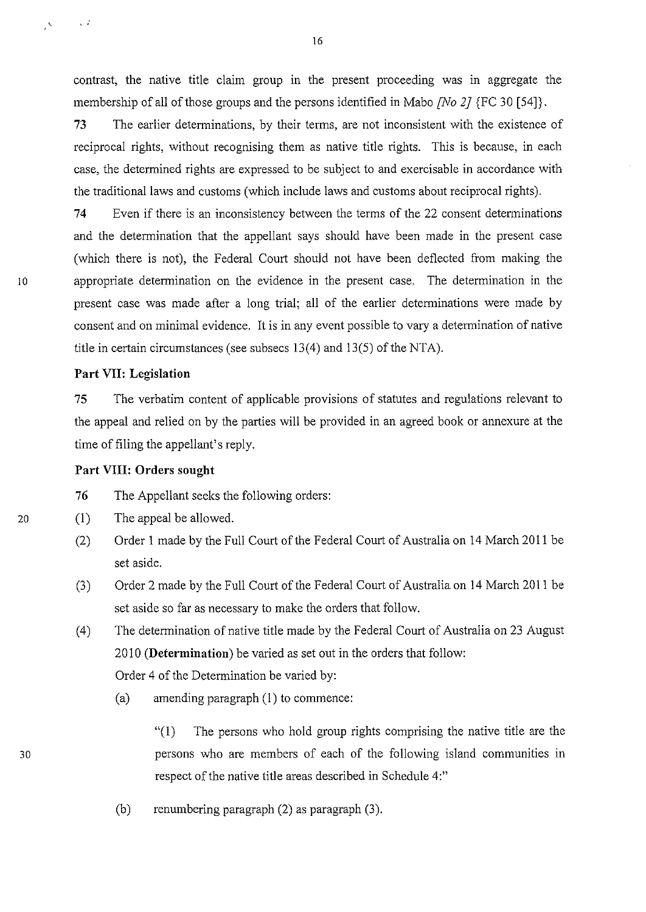contrast, the native title claim group in the present proceeding was in aggregate the membership of all of those groups and the persons identified in Mabo *[No 2]* {FC 30 [54]}.

**73** The earlier determinations, by their terms, are not inconsistent with the existence of reciprocal rights, without recognising them as native title rights. This is because, in each case, the determined rights are expressed to be subject to and exercisable in accordance with the traditional laws and customs (which include laws and customs about reciprocal rights).

**74** Even if there is an inconsistency between the terms of the 22 consent determinations and the determination that the appellant says should have been made in the present case (which there is not), the Federal Court should not have been deflected from making the appropriate determination on the evidence in the present case. The determination in the present case was made after a long trial; all of the earlier determinations were made by consent and on minimal evidence. It is in any event possible to vary a determination of native title in certain circumstances (see subsecs 13(4) and 13(5) of the NTA).

**Part VII: Legislation**

**75** The verbatim content of applicable provisions of statutes and regulations relevant to the appeal and relied on by the parties will be provided in an agreed book or annexure at the time of filing the appellant's reply.

**Part VIII: Orders sought**

**76** The Appellant seeks the following orders:

(1) The appeal be allowed.

(2) Order 1 made by the Full Court of the Federal Court of Australia on 14 March 2011 be set aside.

(3) Order 2 made by the Full Court of the Federal Court of Australia on 14 March 2011 be set aside so far as necessary to make the orders that follow.

(4) The determination of native title made by the Federal Court of Australia on 23 August 2010 (**Determination**) be varied as set out in the orders that follow:

Order 4 of the Determination be varied by:

(a) amending paragraph (1) to commence:

> "(1) The persons who hold group rights comprising the native title are the persons who are members of each of the following island communities in respect of the native title areas described in Schedule 4:"

(b) renumbering paragraph (2) as paragraph (3).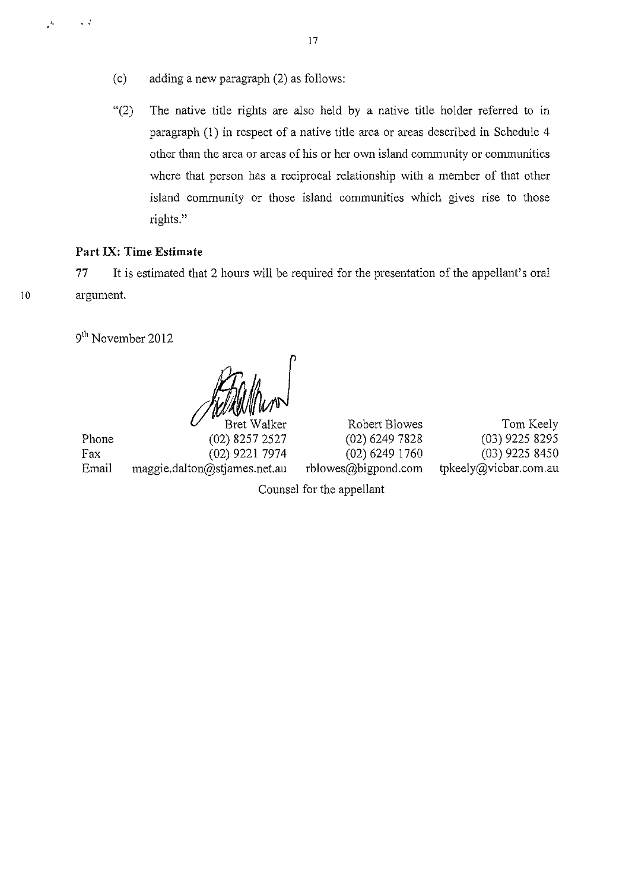(c) adding a new paragraph (2) as follows:

"(2) The native title rights are also held by a native title holder referred to in paragraph (1) in respect of a native title area or areas described in Schedule 4 other than the area or areas of his or her own island community or communities where that person has a reciprocal relationship with a member of that other island community or those island communities which gives rise to those rights."

## Part IX: Time Estimate

77 It is estimated that 2 hours will be required for the presentation of the appellant's oral argument.

9th November 2012

| | Bret Walker | Robert Blowes | Tom Keely |
|---|---|---|---|
| Phone | (02) 8257 2527 | (02) 6249 7828 | (03) 9225 8295 |
| Fax | (02) 9221 7974 | (02) 6249 1760 | (03) 9225 8450 |
| Email | maggie.dalton@stjames.net.au | rblowes@bigpond.com | tpkeely@vicbar.com.au |

Counsel for the appellant